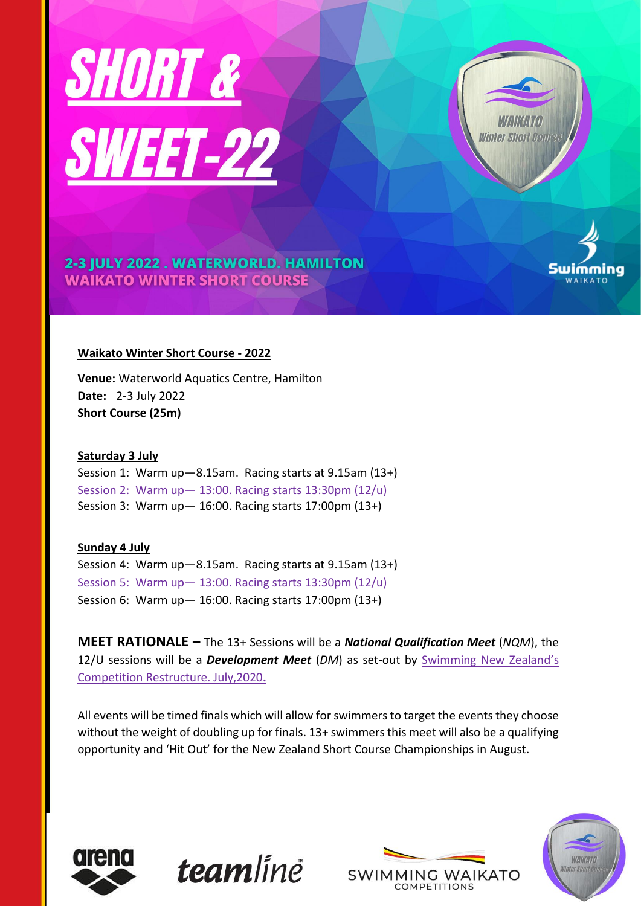# SHORT & SWEET-22

**2-3 JULY 2022 . WATERWORLD. HAMILTON**
**WAIKATO WINTER SHORT COURSE**

## Waikato Winter Short Course - 2022

**Venue:** Waterworld Aquatics Centre, Hamilton
**Date:** 2-3 July 2022
**Short Course (25m)**

### Saturday 3 July

Session 1: Warm up—8.15am. Racing starts at 9.15am (13+)
Session 2: Warm up— 13:00. Racing starts 13:30pm (12/u)
Session 3: Warm up— 16:00. Racing starts 17:00pm (13+)

### Sunday 4 July

Session 4: Warm up—8.15am. Racing starts at 9.15am (13+)
Session 5: Warm up— 13:00. Racing starts 13:30pm (12/u)
Session 6: Warm up— 16:00. Racing starts 17:00pm (13+)

**MEET RATIONALE –** The 13+ Sessions will be a ***National Qualification Meet*** (*NQM*), the 12/U sessions will be a ***Development Meet*** (*DM*) as set-out by Swimming New Zealand's Competition Restructure. July,2020**.**

All events will be timed finals which will allow for swimmers to target the events they choose without the weight of doubling up for finals. 13+ swimmers this meet will also be a qualifying opportunity and 'Hit Out' for the New Zealand Short Course Championships in August.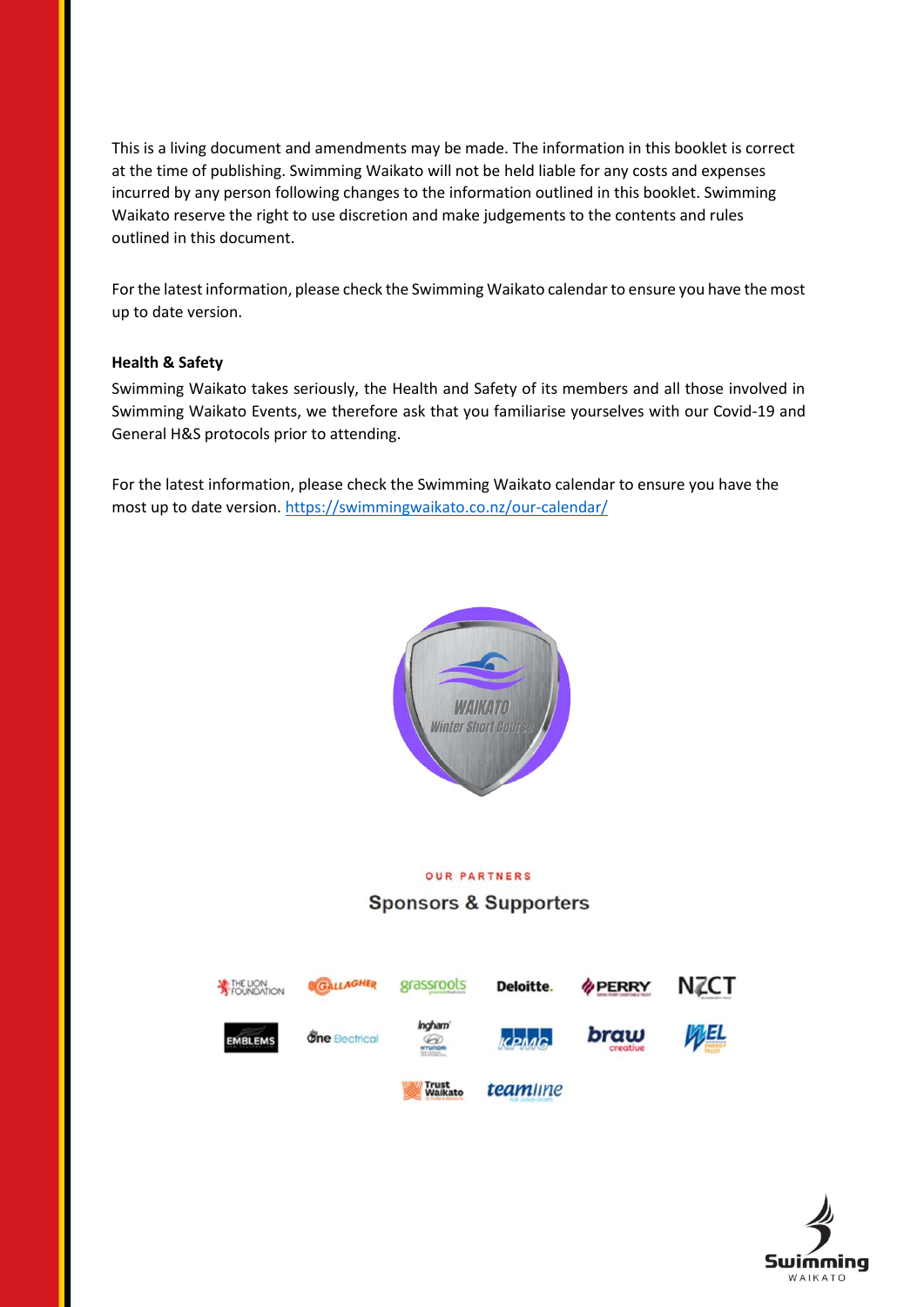This is a living document and amendments may be made. The information in this booklet is correct at the time of publishing. Swimming Waikato will not be held liable for any costs and expenses incurred by any person following changes to the information outlined in this booklet. Swimming Waikato reserve the right to use discretion and make judgements to the contents and rules outlined in this document.

For the latest information, please check the Swimming Waikato calendar to ensure you have the most up to date version.

**Health & Safety**

Swimming Waikato takes seriously, the Health and Safety of its members and all those involved in Swimming Waikato Events, we therefore ask that you familiarise yourselves with our Covid-19 and General H&S protocols prior to attending.

For the latest information, please check the Swimming Waikato calendar to ensure you have the most up to date version. https://swimmingwaikato.co.nz/our-calendar/

OUR PARTNERS

Sponsors & Supporters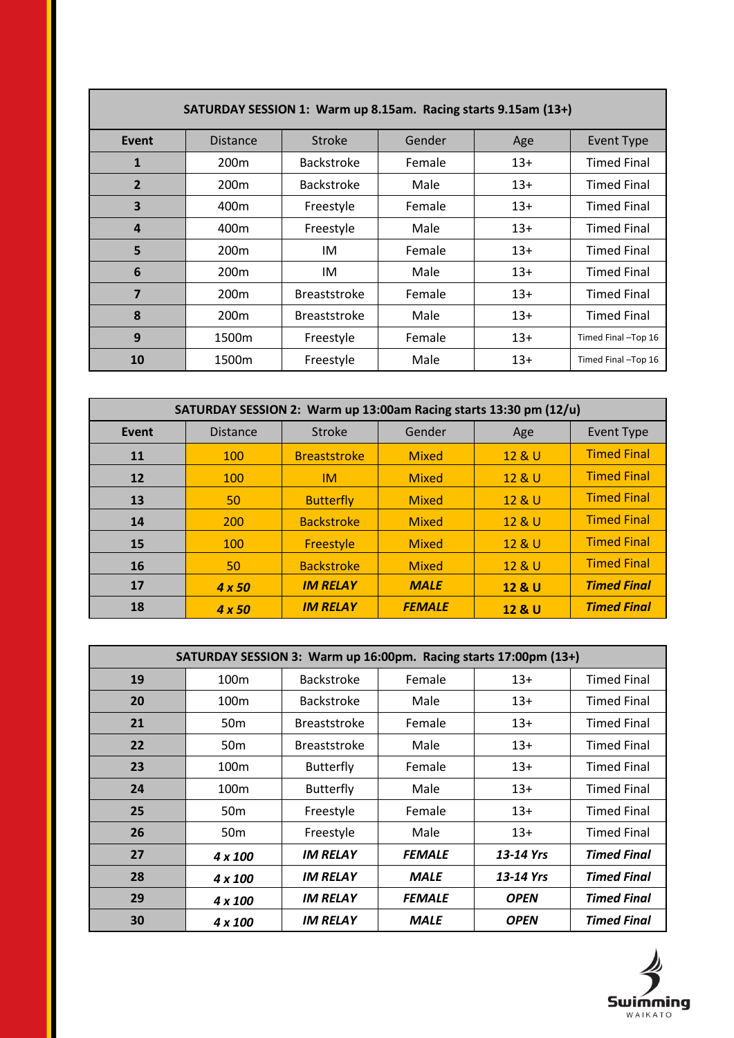| SATURDAY SESSION 1: Warm up 8.15am. Racing starts 9.15am (13+) | | | | | |
|---|---|---|---|---|---|
| **Event** | Distance | Stroke | Gender | Age | Event Type |
| **1** | 200m | Backstroke | Female | 13+ | Timed Final |
| **2** | 200m | Backstroke | Male | 13+ | Timed Final |
| **3** | 400m | Freestyle | Female | 13+ | Timed Final |
| **4** | 400m | Freestyle | Male | 13+ | Timed Final |
| **5** | 200m | IM | Female | 13+ | Timed Final |
| **6** | 200m | IM | Male | 13+ | Timed Final |
| **7** | 200m | Breaststroke | Female | 13+ | Timed Final |
| **8** | 200m | Breaststroke | Male | 13+ | Timed Final |
| **9** | 1500m | Freestyle | Female | 13+ | Timed Final –Top 16 |
| **10** | 1500m | Freestyle | Male | 13+ | Timed Final –Top 16 |

| SATURDAY SESSION 2: Warm up 13:00am Racing starts 13:30 pm (12/u) | | | | | |
|---|---|---|---|---|---|
| **Event** | Distance | Stroke | Gender | Age | Event Type |
| **11** | 100 | Breaststroke | Mixed | 12 & U | Timed Final |
| **12** | 100 | IM | Mixed | 12 & U | Timed Final |
| **13** | 50 | Butterfly | Mixed | 12 & U | Timed Final |
| **14** | 200 | Backstroke | Mixed | 12 & U | Timed Final |
| **15** | 100 | Freestyle | Mixed | 12 & U | Timed Final |
| **16** | 50 | Backstroke | Mixed | 12 & U | Timed Final |
| **17** | ***4 x 50*** | ***IM RELAY*** | ***MALE*** | **12 & U** | ***Timed Final*** |
| **18** | ***4 x 50*** | ***IM RELAY*** | ***FEMALE*** | **12 & U** | ***Timed Final*** |

| SATURDAY SESSION 3: Warm up 16:00pm. Racing starts 17:00pm (13+) | | | | | |
|---|---|---|---|---|---|
| **19** | 100m | Backstroke | Female | 13+ | Timed Final |
| **20** | 100m | Backstroke | Male | 13+ | Timed Final |
| **21** | 50m | Breaststroke | Female | 13+ | Timed Final |
| **22** | 50m | Breaststroke | Male | 13+ | Timed Final |
| **23** | 100m | Butterfly | Female | 13+ | Timed Final |
| **24** | 100m | Butterfly | Male | 13+ | Timed Final |
| **25** | 50m | Freestyle | Female | 13+ | Timed Final |
| **26** | 50m | Freestyle | Male | 13+ | Timed Final |
| **27** | ***4 x 100*** | ***IM RELAY*** | ***FEMALE*** | ***13-14 Yrs*** | ***Timed Final*** |
| **28** | ***4 x 100*** | ***IM RELAY*** | ***MALE*** | ***13-14 Yrs*** | ***Timed Final*** |
| **29** | ***4 x 100*** | ***IM RELAY*** | ***FEMALE*** | ***OPEN*** | ***Timed Final*** |
| **30** | ***4 x 100*** | ***IM RELAY*** | ***MALE*** | ***OPEN*** | ***Timed Final*** |

Swimming WAIKATO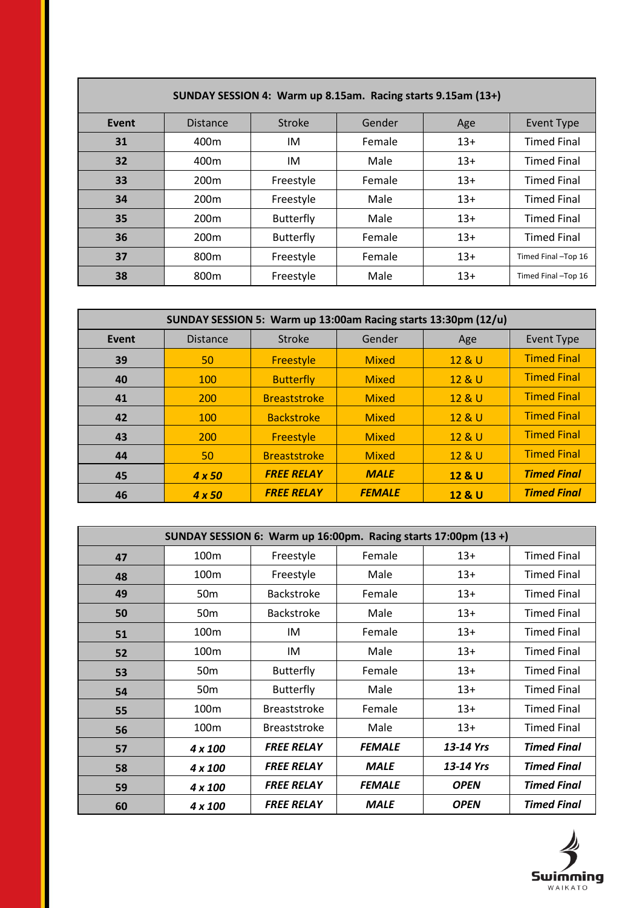| SUNDAY SESSION 4: Warm up 8.15am. Racing starts 9.15am (13+) | | | | | |
|---|---|---|---|---|---|
| **Event** | Distance | Stroke | Gender | Age | Event Type |
| **31** | 400m | IM | Female | 13+ | Timed Final |
| **32** | 400m | IM | Male | 13+ | Timed Final |
| **33** | 200m | Freestyle | Female | 13+ | Timed Final |
| **34** | 200m | Freestyle | Male | 13+ | Timed Final |
| **35** | 200m | Butterfly | Male | 13+ | Timed Final |
| **36** | 200m | Butterfly | Female | 13+ | Timed Final |
| **37** | 800m | Freestyle | Female | 13+ | Timed Final –Top 16 |
| **38** | 800m | Freestyle | Male | 13+ | Timed Final –Top 16 |

| SUNDAY SESSION 5: Warm up 13:00am Racing starts 13:30pm (12/u) | | | | | |
|---|---|---|---|---|---|
| **Event** | Distance | Stroke | Gender | Age | Event Type |
| **39** | 50 | Freestyle | Mixed | 12 & U | Timed Final |
| **40** | 100 | Butterfly | Mixed | 12 & U | Timed Final |
| **41** | 200 | Breaststroke | Mixed | 12 & U | Timed Final |
| **42** | 100 | Backstroke | Mixed | 12 & U | Timed Final |
| **43** | 200 | Freestyle | Mixed | 12 & U | Timed Final |
| **44** | 50 | Breaststroke | Mixed | 12 & U | Timed Final |
| **45** | ***4 x 50*** | ***FREE RELAY*** | ***MALE*** | **12 & U** | ***Timed Final*** |
| **46** | ***4 x 50*** | ***FREE RELAY*** | ***FEMALE*** | **12 & U** | ***Timed Final*** |

| SUNDAY SESSION 6: Warm up 16:00pm. Racing starts 17:00pm (13 +) | | | | | |
|---|---|---|---|---|---|
| **47** | 100m | Freestyle | Female | 13+ | Timed Final |
| **48** | 100m | Freestyle | Male | 13+ | Timed Final |
| **49** | 50m | Backstroke | Female | 13+ | Timed Final |
| **50** | 50m | Backstroke | Male | 13+ | Timed Final |
| **51** | 100m | IM | Female | 13+ | Timed Final |
| **52** | 100m | IM | Male | 13+ | Timed Final |
| **53** | 50m | Butterfly | Female | 13+ | Timed Final |
| **54** | 50m | Butterfly | Male | 13+ | Timed Final |
| **55** | 100m | Breaststroke | Female | 13+ | Timed Final |
| **56** | 100m | Breaststroke | Male | 13+ | Timed Final |
| **57** | *4 x 100* | *FREE RELAY* | *FEMALE* | *13-14 Yrs* | *Timed Final* |
| **58** | *4 x 100* | *FREE RELAY* | *MALE* | *13-14 Yrs* | *Timed Final* |
| **59** | *4 x 100* | *FREE RELAY* | *FEMALE* | *OPEN* | *Timed Final* |
| **60** | *4 x 100* | *FREE RELAY* | *MALE* | *OPEN* | *Timed Final* |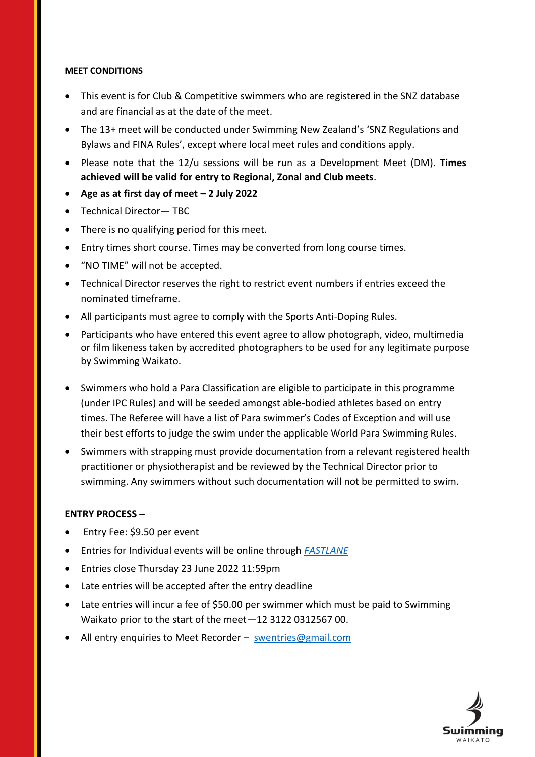**MEET CONDITIONS**

- This event is for Club & Competitive swimmers who are registered in the SNZ database and are financial as at the date of the meet.
- The 13+ meet will be conducted under Swimming New Zealand's 'SNZ Regulations and Bylaws and FINA Rules', except where local meet rules and conditions apply.
- Please note that the 12/u sessions will be run as a Development Meet (DM). **Times achieved will be valid for entry to Regional, Zonal and Club meets**.
- **Age as at first day of meet – 2 July 2022**
- Technical Director— TBC
- There is no qualifying period for this meet.
- Entry times short course. Times may be converted from long course times.
- "NO TIME" will not be accepted.
- Technical Director reserves the right to restrict event numbers if entries exceed the nominated timeframe.
- All participants must agree to comply with the Sports Anti-Doping Rules.
- Participants who have entered this event agree to allow photograph, video, multimedia or film likeness taken by accredited photographers to be used for any legitimate purpose by Swimming Waikato.
- Swimmers who hold a Para Classification are eligible to participate in this programme (under IPC Rules) and will be seeded amongst able-bodied athletes based on entry times. The Referee will have a list of Para swimmer's Codes of Exception and will use their best efforts to judge the swim under the applicable World Para Swimming Rules.
- Swimmers with strapping must provide documentation from a relevant registered health practitioner or physiotherapist and be reviewed by the Technical Director prior to swimming. Any swimmers without such documentation will not be permitted to swim.

**ENTRY PROCESS –**

- Entry Fee: $9.50 per event
- Entries for Individual events will be online through *FASTLANE*
- Entries close Thursday 23 June 2022 11:59pm
- Late entries will be accepted after the entry deadline
- Late entries will incur a fee of $50.00 per swimmer which must be paid to Swimming Waikato prior to the start of the meet—12 3122 0312567 00.
- All entry enquiries to Meet Recorder – swentries@gmail.com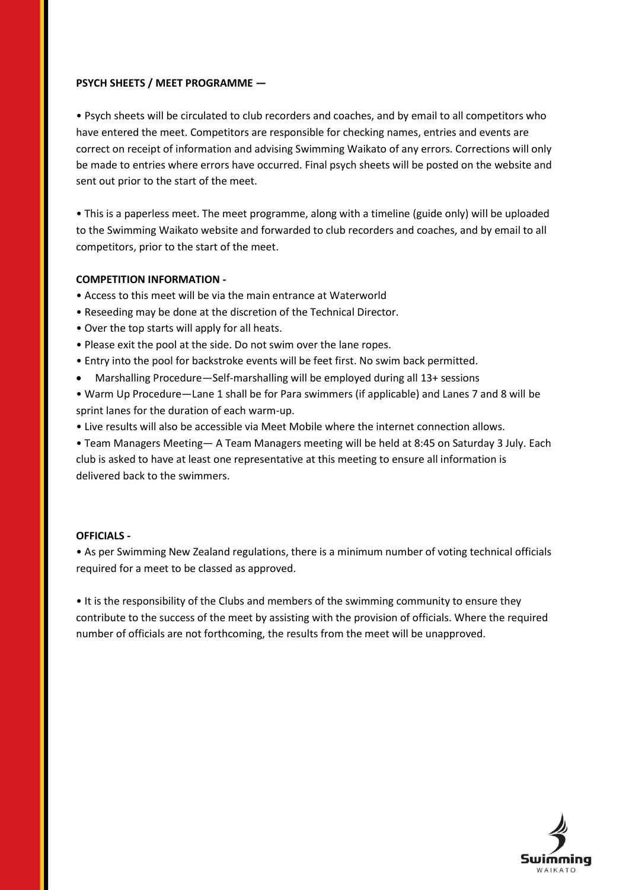**PSYCH SHEETS / MEET PROGRAMME —**

- Psych sheets will be circulated to club recorders and coaches, and by email to all competitors who have entered the meet. Competitors are responsible for checking names, entries and events are correct on receipt of information and advising Swimming Waikato of any errors. Corrections will only be made to entries where errors have occurred. Final psych sheets will be posted on the website and sent out prior to the start of the meet.

- This is a paperless meet. The meet programme, along with a timeline (guide only) will be uploaded to the Swimming Waikato website and forwarded to club recorders and coaches, and by email to all competitors, prior to the start of the meet.

**COMPETITION INFORMATION -**

- Access to this meet will be via the main entrance at Waterworld
- Reseeding may be done at the discretion of the Technical Director.
- Over the top starts will apply for all heats.
- Please exit the pool at the side. Do not swim over the lane ropes.
- Entry into the pool for backstroke events will be feet first. No swim back permitted.
- Marshalling Procedure—Self-marshalling will be employed during all 13+ sessions
- Warm Up Procedure—Lane 1 shall be for Para swimmers (if applicable) and Lanes 7 and 8 will be sprint lanes for the duration of each warm-up.
- Live results will also be accessible via Meet Mobile where the internet connection allows.
- Team Managers Meeting— A Team Managers meeting will be held at 8:45 on Saturday 3 July. Each club is asked to have at least one representative at this meeting to ensure all information is delivered back to the swimmers.

**OFFICIALS -**

- As per Swimming New Zealand regulations, there is a minimum number of voting technical officials required for a meet to be classed as approved.

- It is the responsibility of the Clubs and members of the swimming community to ensure they contribute to the success of the meet by assisting with the provision of officials. Where the required number of officials are not forthcoming, the results from the meet will be unapproved.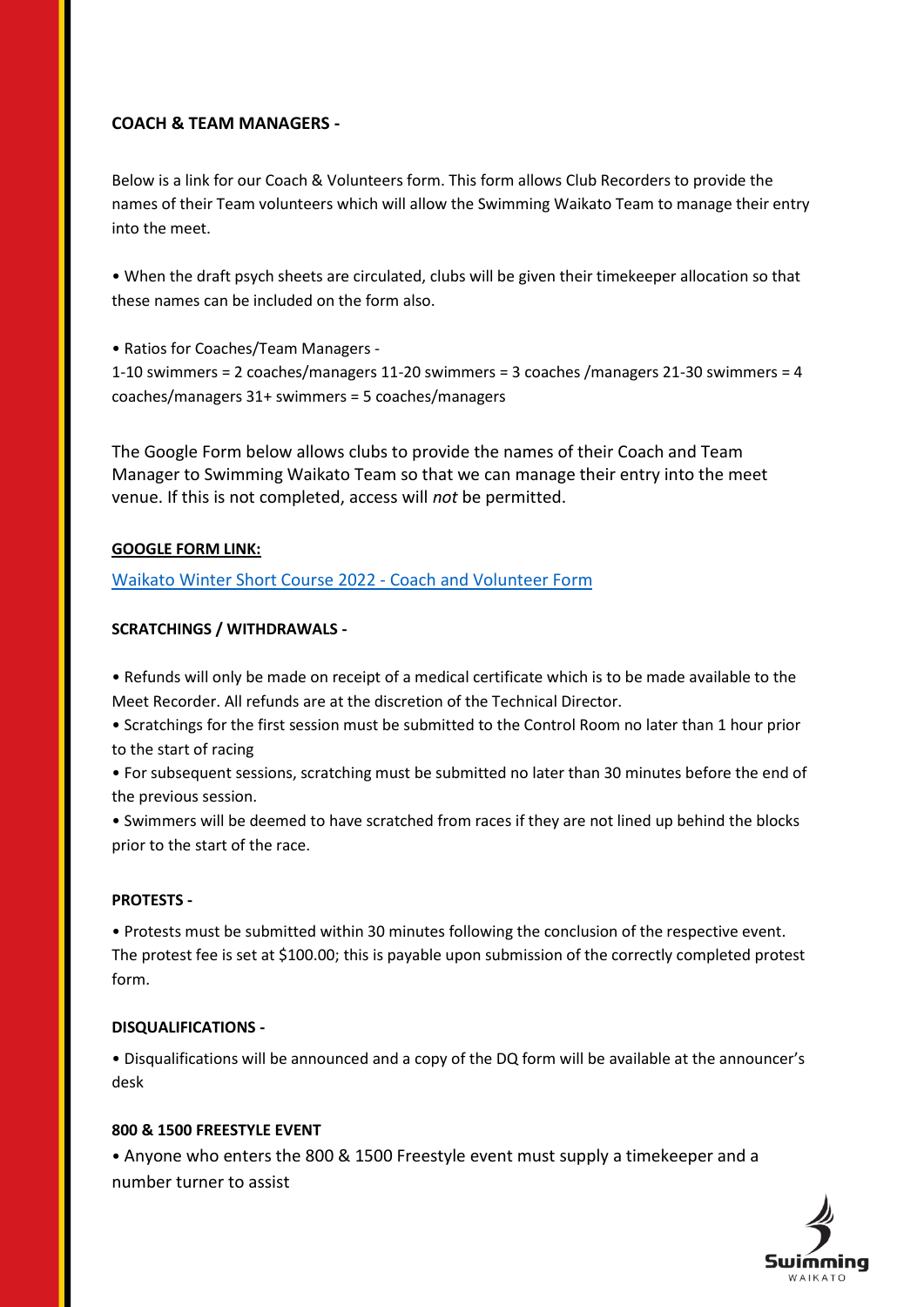**COACH & TEAM MANAGERS -**

Below is a link for our Coach & Volunteers form. This form allows Club Recorders to provide the names of their Team volunteers which will allow the Swimming Waikato Team to manage their entry into the meet.

• When the draft psych sheets are circulated, clubs will be given their timekeeper allocation so that these names can be included on the form also.

• Ratios for Coaches/Team Managers -
1-10 swimmers = 2 coaches/managers 11-20 swimmers = 3 coaches /managers 21-30 swimmers = 4 coaches/managers 31+ swimmers = 5 coaches/managers

The Google Form below allows clubs to provide the names of their Coach and Team Manager to Swimming Waikato Team so that we can manage their entry into the meet venue. If this is not completed, access will *not* be permitted.

**GOOGLE FORM LINK:**

Waikato Winter Short Course 2022 - Coach and Volunteer Form

**SCRATCHINGS / WITHDRAWALS -**

• Refunds will only be made on receipt of a medical certificate which is to be made available to the Meet Recorder. All refunds are at the discretion of the Technical Director.
• Scratchings for the first session must be submitted to the Control Room no later than 1 hour prior to the start of racing
• For subsequent sessions, scratching must be submitted no later than 30 minutes before the end of the previous session.
• Swimmers will be deemed to have scratched from races if they are not lined up behind the blocks prior to the start of the race.

**PROTESTS -**

• Protests must be submitted within 30 minutes following the conclusion of the respective event. The protest fee is set at $100.00; this is payable upon submission of the correctly completed protest form.

**DISQUALIFICATIONS -**

• Disqualifications will be announced and a copy of the DQ form will be available at the announcer's desk

**800 & 1500 FREESTYLE EVENT**

• Anyone who enters the 800 & 1500 Freestyle event must supply a timekeeper and a number turner to assist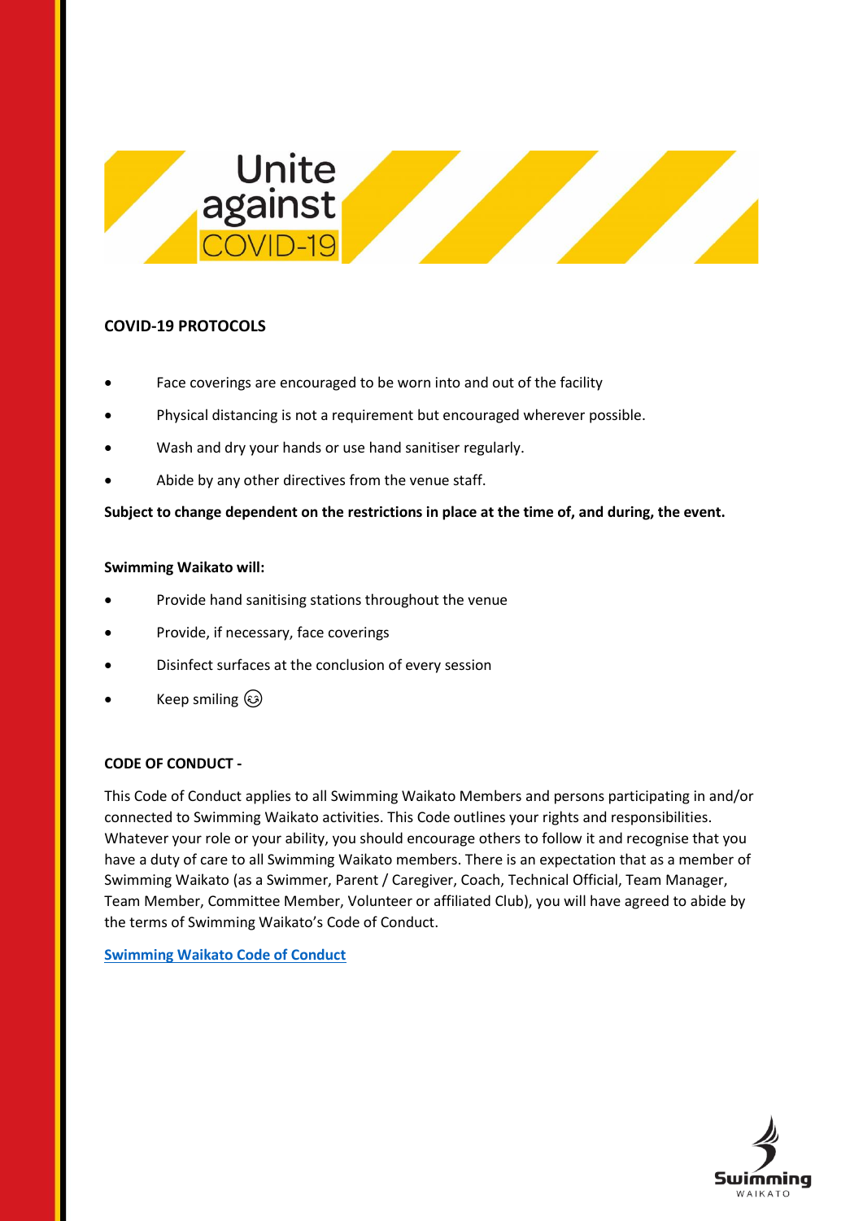Unite against COVID-19

**COVID-19 PROTOCOLS**

- Face coverings are encouraged to be worn into and out of the facility
- Physical distancing is not a requirement but encouraged wherever possible.
- Wash and dry your hands or use hand sanitiser regularly.
- Abide by any other directives from the venue staff.

**Subject to change dependent on the restrictions in place at the time of, and during, the event.**

**Swimming Waikato will:**

- Provide hand sanitising stations throughout the venue
- Provide, if necessary, face coverings
- Disinfect surfaces at the conclusion of every session
- Keep smiling 😊

**CODE OF CONDUCT -**

This Code of Conduct applies to all Swimming Waikato Members and persons participating in and/or connected to Swimming Waikato activities. This Code outlines your rights and responsibilities. Whatever your role or your ability, you should encourage others to follow it and recognise that you have a duty of care to all Swimming Waikato members. There is an expectation that as a member of Swimming Waikato (as a Swimmer, Parent / Caregiver, Coach, Technical Official, Team Manager, Team Member, Committee Member, Volunteer or affiliated Club), you will have agreed to abide by the terms of Swimming Waikato's Code of Conduct.

**Swimming Waikato Code of Conduct**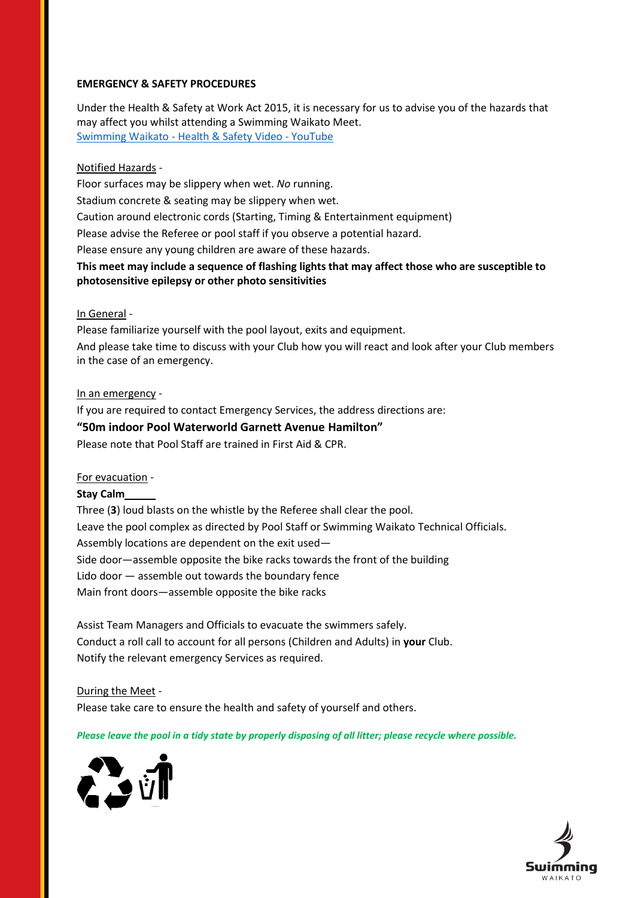**EMERGENCY & SAFETY PROCEDURES**

Under the Health & Safety at Work Act 2015, it is necessary for us to advise you of the hazards that may affect you whilst attending a Swimming Waikato Meet.
Swimming Waikato - Health & Safety Video - YouTube

Notified Hazards -

Floor surfaces may be slippery when wet. *No* running.

Stadium concrete & seating may be slippery when wet.

Caution around electronic cords (Starting, Timing & Entertainment equipment)

Please advise the Referee or pool staff if you observe a potential hazard.

Please ensure any young children are aware of these hazards.

**This meet may include a sequence of flashing lights that may affect those who are susceptible to photosensitive epilepsy or other photo sensitivities**

In General -

Please familiarize yourself with the pool layout, exits and equipment.

And please take time to discuss with your Club how you will react and look after your Club members in the case of an emergency.

In an emergency -

If you are required to contact Emergency Services, the address directions are:

**"50m indoor Pool Waterworld Garnett Avenue Hamilton"**

Please note that Pool Staff are trained in First Aid & CPR.

For evacuation -

**Stay Calm**

Three (**3**) loud blasts on the whistle by the Referee shall clear the pool.

Leave the pool complex as directed by Pool Staff or Swimming Waikato Technical Officials.

Assembly locations are dependent on the exit used—

Side door—assemble opposite the bike racks towards the front of the building

Lido door — assemble out towards the boundary fence

Main front doors—assemble opposite the bike racks

Assist Team Managers and Officials to evacuate the swimmers safely.

Conduct a roll call to account for all persons (Children and Adults) in **your** Club.

Notify the relevant emergency Services as required.

During the Meet -

Please take care to ensure the health and safety of yourself and others.

***Please leave the pool in a tidy state by properly disposing of all litter; please recycle where possible.***